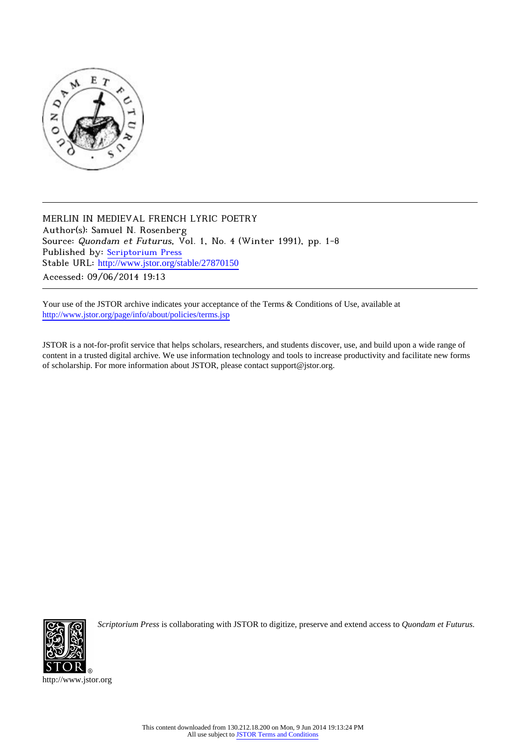MERLIN IN MEDIEVAL FRENCH LYRIC POETRY
Author(s): Samuel N. Rosenberg
Source: *Quondam et Futurus*, Vol. 1, No. 4 (Winter 1991), pp. 1-8
Published by: Scriptorium Press
Stable URL: http://www.jstor.org/stable/27870150
Accessed: 09/06/2014 19:13

Your use of the JSTOR archive indicates your acceptance of the Terms & Conditions of Use, available at
http://www.jstor.org/page/info/about/policies/terms.jsp

JSTOR is a not-for-profit service that helps scholars, researchers, and students discover, use, and build upon a wide range of content in a trusted digital archive. We use information technology and tools to increase productivity and facilitate new forms of scholarship. For more information about JSTOR, please contact support@jstor.org.

*Scriptorium Press* is collaborating with JSTOR to digitize, preserve and extend access to *Quondam et Futurus.*

http://www.jstor.org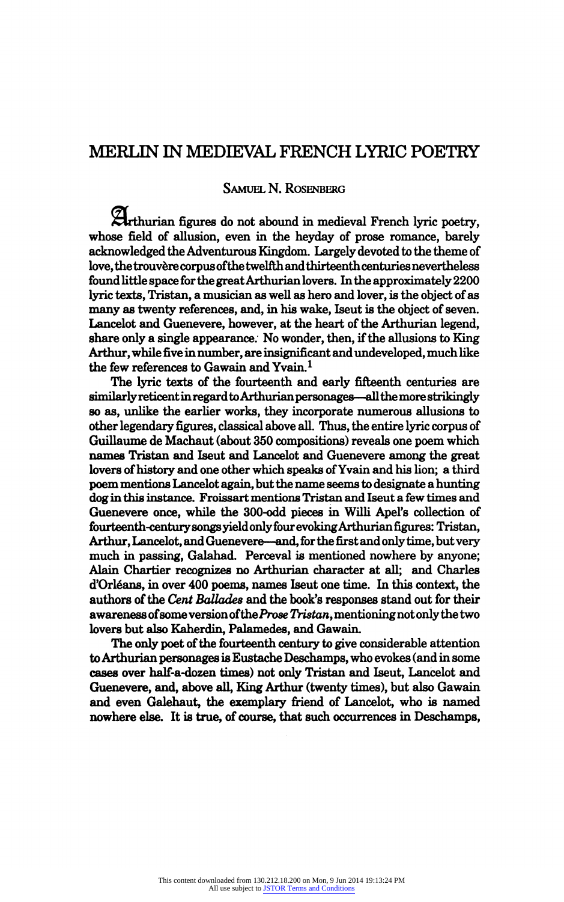# MERLIN IN MEDIEVAL FRENCH LYRIC POETRY

SAMUEL N. ROSENBERG

Arthurian figures do not abound in medieval French lyric poetry, whose field of allusion, even in the heyday of prose romance, barely acknowledged the Adventurous Kingdom. Largely devoted to the theme of love, the trouvère corpus of the twelfth and thirteenth centuries nevertheless found little space for the great Arthurian lovers. In the approximately 2200 lyric texts, Tristan, a musician as well as hero and lover, is the object of as many as twenty references, and, in his wake, Iseut is the object of seven. Lancelot and Guenevere, however, at the heart of the Arthurian legend, share only a single appearance. No wonder, then, if the allusions to King Arthur, while five in number, are insignificant and undeveloped, much like the few references to Gawain and Yvain.[1]

The lyric texts of the fourteenth and early fifteenth centuries are similarly reticent in regard to Arthurian personages—all the more strikingly so as, unlike the earlier works, they incorporate numerous allusions to other legendary figures, classical above all. Thus, the entire lyric corpus of Guillaume de Machaut (about 350 compositions) reveals one poem which names Tristan and Iseut and Lancelot and Guenevere among the great lovers of history and one other which speaks of Yvain and his lion; a third poem mentions Lancelot again, but the name seems to designate a hunting dog in this instance. Froissart mentions Tristan and Iseut a few times and Guenevere once, while the 300-odd pieces in Willi Apel's collection of fourteenth-century songs yield only four evoking Arthurian figures: Tristan, Arthur, Lancelot, and Guenevere—and, for the first and only time, but very much in passing, Galahad. Perceval is mentioned nowhere by anyone; Alain Chartier recognizes no Arthurian character at all; and Charles d'Orléans, in over 400 poems, names Iseut one time. In this context, the authors of the *Cent Ballades* and the book's responses stand out for their awareness of some version of the *Prose Tristan*, mentioning not only the two lovers but also Kaherdin, Palamedes, and Gawain.

The only poet of the fourteenth century to give considerable attention to Arthurian personages is Eustache Deschamps, who evokes (and in some cases over half-a-dozen times) not only Tristan and Iseut, Lancelot and Guenevere, and, above all, King Arthur (twenty times), but also Gawain and even Galehaut, the exemplary friend of Lancelot, who is named nowhere else. It is true, of course, that such occurrences in Deschamps,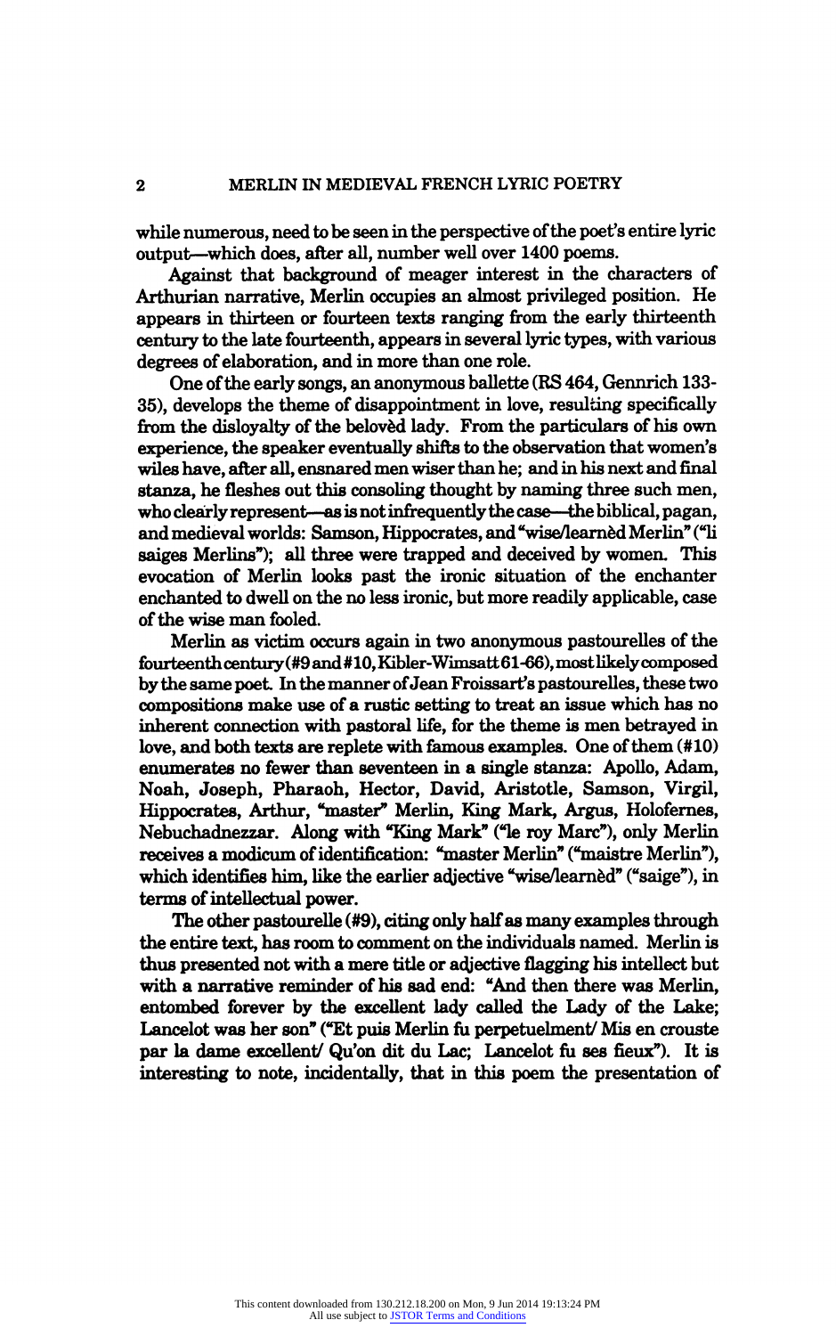while numerous, need to be seen in the perspective of the poet's entire lyric output—which does, after all, number well over 1400 poems.

Against that background of meager interest in the characters of Arthurian narrative, Merlin occupies an almost privileged position. He appears in thirteen or fourteen texts ranging from the early thirteenth century to the late fourteenth, appears in several lyric types, with various degrees of elaboration, and in more than one role.

One of the early songs, an anonymous ballette (RS 464, Gennrich 133-35), develops the theme of disappointment in love, resulting specifically from the disloyalty of the belovèd lady. From the particulars of his own experience, the speaker eventually shifts to the observation that women's wiles have, after all, ensnared men wiser than he; and in his next and final stanza, he fleshes out this consoling thought by naming three such men, who clearly represent—as is not infrequently the case—the biblical, pagan, and medieval worlds: Samson, Hippocrates, and "wise/learnèd Merlin" ("li saiges Merlins"); all three were trapped and deceived by women. This evocation of Merlin looks past the ironic situation of the enchanter enchanted to dwell on the no less ironic, but more readily applicable, case of the wise man fooled.

Merlin as victim occurs again in two anonymous pastourelles of the fourteenth century (#9 and #10, Kibler-Wimsatt 61-66), most likely composed by the same poet. In the manner of Jean Froissart's pastourelles, these two compositions make use of a rustic setting to treat an issue which has no inherent connection with pastoral life, for the theme is men betrayed in love, and both texts are replete with famous examples. One of them (#10) enumerates no fewer than seventeen in a single stanza: Apollo, Adam, Noah, Joseph, Pharaoh, Hector, David, Aristotle, Samson, Virgil, Hippocrates, Arthur, "master" Merlin, King Mark, Argus, Holofernes, Nebuchadnezzar. Along with "King Mark" ("le roy Marc"), only Merlin receives a modicum of identification: "master Merlin" ("maistre Merlin"), which identifies him, like the earlier adjective "wise/learnèd" ("saige"), in terms of intellectual power.

The other pastourelle (#9), citing only half as many examples through the entire text, has room to comment on the individuals named. Merlin is thus presented not with a mere title or adjective flagging his intellect but with a narrative reminder of his sad end: "And then there was Merlin, entombed forever by the excellent lady called the Lady of the Lake; Lancelot was her son" ("Et puis Merlin fu perpetuelment/ Mis en crouste par la dame excellent/ Qu'on dit du Lac; Lancelot fu ses fieux"). It is interesting to note, incidentally, that in this poem the presentation of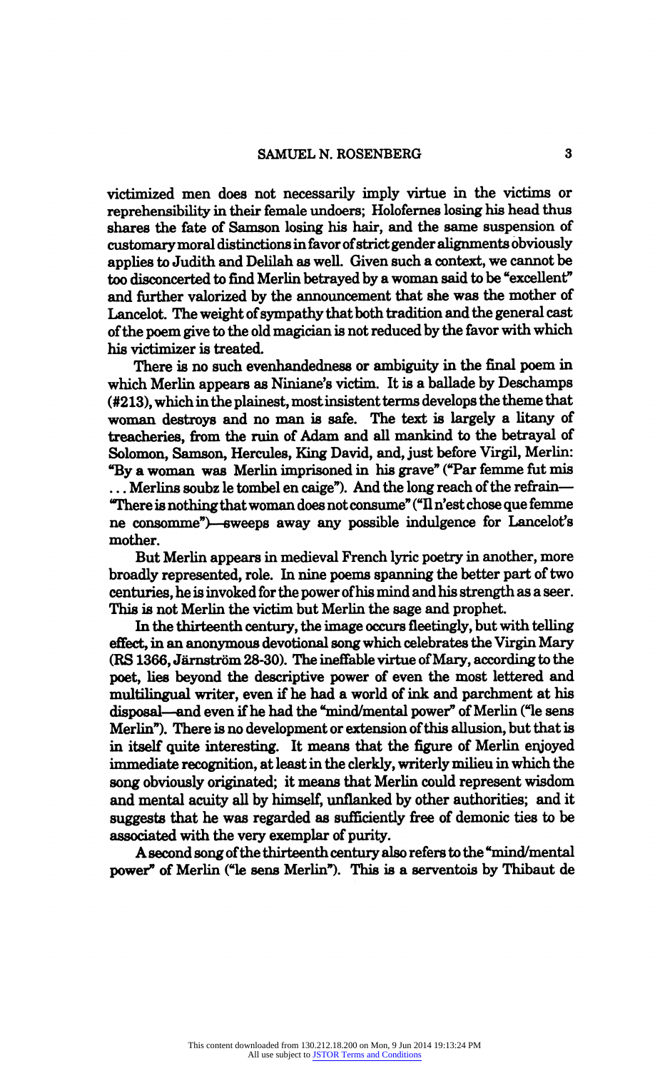victimized men does not necessarily imply virtue in the victims or reprehensibility in their female undoers; Holofernes losing his head thus shares the fate of Samson losing his hair, and the same suspension of customary moral distinctions in favor of strict gender alignments obviously applies to Judith and Delilah as well. Given such a context, we cannot be too disconcerted to find Merlin betrayed by a woman said to be "excellent" and further valorized by the announcement that she was the mother of Lancelot. The weight of sympathy that both tradition and the general cast of the poem give to the old magician is not reduced by the favor with which his victimizer is treated.

There is no such evenhandedness or ambiguity in the final poem in which Merlin appears as Niniane's victim. It is a ballade by Deschamps (#213), which in the plainest, most insistent terms develops the theme that woman destroys and no man is safe. The text is largely a litany of treacheries, from the ruin of Adam and all mankind to the betrayal of Solomon, Samson, Hercules, King David, and, just before Virgil, Merlin: "By a woman was Merlin imprisoned in his grave" ("Par femme fut mis ... Merlins soubz le tombel en caige"). And the long reach of the refrain—"There is nothing that woman does not consume" ("Il n'est chose que femme ne consomme")—sweeps away any possible indulgence for Lancelot's mother.

But Merlin appears in medieval French lyric poetry in another, more broadly represented, role. In nine poems spanning the better part of two centuries, he is invoked for the power of his mind and his strength as a seer. This is not Merlin the victim but Merlin the sage and prophet.

In the thirteenth century, the image occurs fleetingly, but with telling effect, in an anonymous devotional song which celebrates the Virgin Mary (RS 1366, Järnström 28-30). The ineffable virtue of Mary, according to the poet, lies beyond the descriptive power of even the most lettered and multilingual writer, even if he had a world of ink and parchment at his disposal—and even if he had the "mind/mental power" of Merlin ("le sens Merlin"). There is no development or extension of this allusion, but that is in itself quite interesting. It means that the figure of Merlin enjoyed immediate recognition, at least in the clerkly, writerly milieu in which the song obviously originated; it means that Merlin could represent wisdom and mental acuity all by himself, unflanked by other authorities; and it suggests that he was regarded as sufficiently free of demonic ties to be associated with the very exemplar of purity.

A second song of the thirteenth century also refers to the "mind/mental power" of Merlin ("le sens Merlin"). This is a serventois by Thibaut de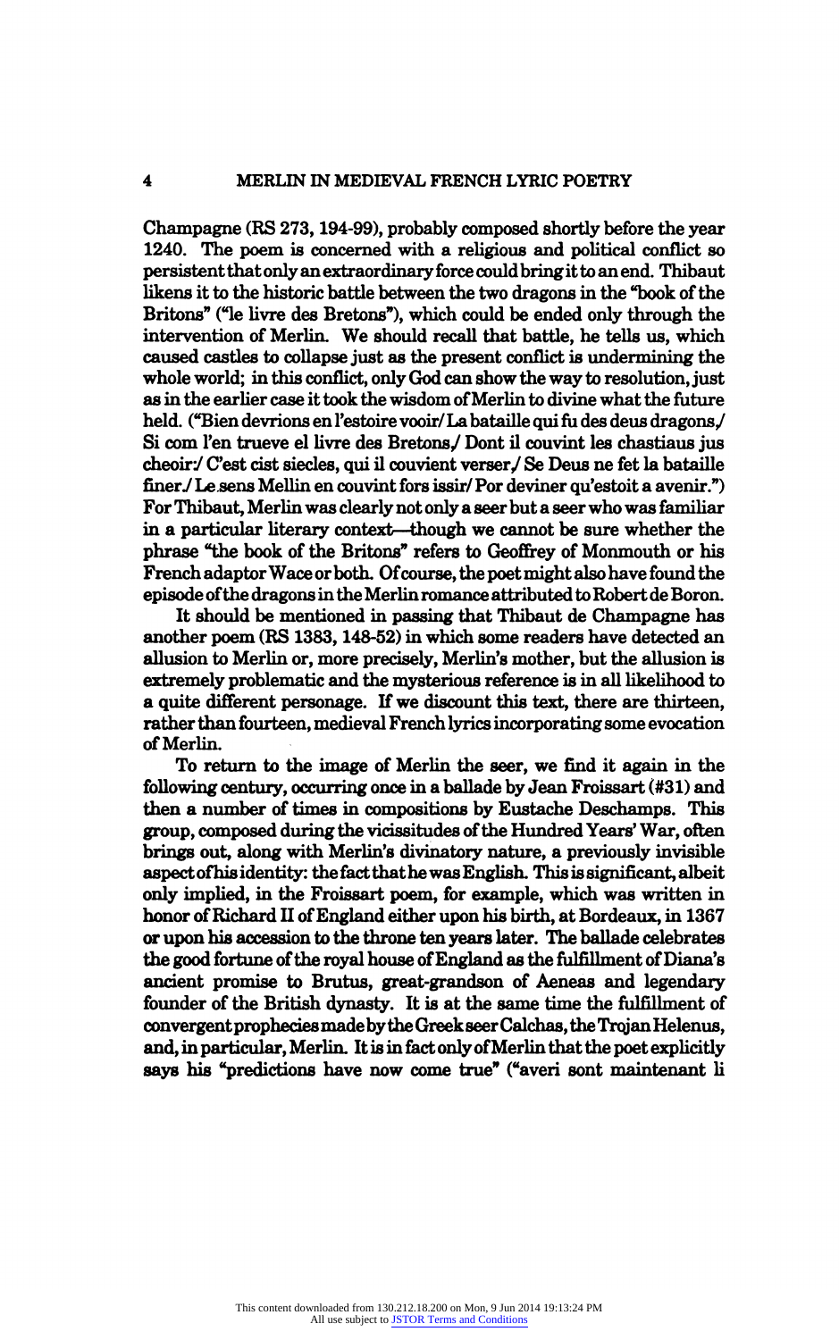Champagne (RS 273, 194-99), probably composed shortly before the year 1240. The poem is concerned with a religious and political conflict so persistent that only an extraordinary force could bring it to an end. Thibaut likens it to the historic battle between the two dragons in the "book of the Britons" ("le livre des Bretons"), which could be ended only through the intervention of Merlin. We should recall that battle, he tells us, which caused castles to collapse just as the present conflict is undermining the whole world; in this conflict, only God can show the way to resolution, just as in the earlier case it took the wisdom of Merlin to divine what the future held. ("Bien devrions en l'estoire voir/ La bataille qui fu des deus dragons,/ Si com l'en trueve el livre des Bretons,/ Dont il couvint les chastiaus jus cheoir:/ C'est cist siecles, qui il couvient verser,/ Se Deus ne fet la bataille finer./ Le sens Mellin en couvint fors issir/ Por deviner qu'estoit a avenir.") For Thibaut, Merlin was clearly not only a seer but a seer who was familiar in a particular literary context—though we cannot be sure whether the phrase "the book of the Britons" refers to Geoffrey of Monmouth or his French adaptor Wace or both. Of course, the poet might also have found the episode of the dragons in the Merlin romance attributed to Robert de Boron.

It should be mentioned in passing that Thibaut de Champagne has another poem (RS 1383, 148-52) in which some readers have detected an allusion to Merlin or, more precisely, Merlin's mother, but the allusion is extremely problematic and the mysterious reference is in all likelihood to a quite different personage. If we discount this text, there are thirteen, rather than fourteen, medieval French lyrics incorporating some evocation of Merlin.

To return to the image of Merlin the seer, we find it again in the following century, occurring once in a ballade by Jean Froissart (#31) and then a number of times in compositions by Eustache Deschamps. This group, composed during the vicissitudes of the Hundred Years' War, often brings out, along with Merlin's divinatory nature, a previously invisible aspect of his identity: the fact that he was English. This is significant, albeit only implied, in the Froissart poem, for example, which was written in honor of Richard II of England either upon his birth, at Bordeaux, in 1367 or upon his accession to the throne ten years later. The ballade celebrates the good fortune of the royal house of England as the fulfillment of Diana's ancient promise to Brutus, great-grandson of Aeneas and legendary founder of the British dynasty. It is at the same time the fulfillment of convergent prophecies made by the Greek seer Calchas, the Trojan Helenus, and, in particular, Merlin. It is in fact only of Merlin that the poet explicitly says his "predictions have now come true" ("averi sont maintenant li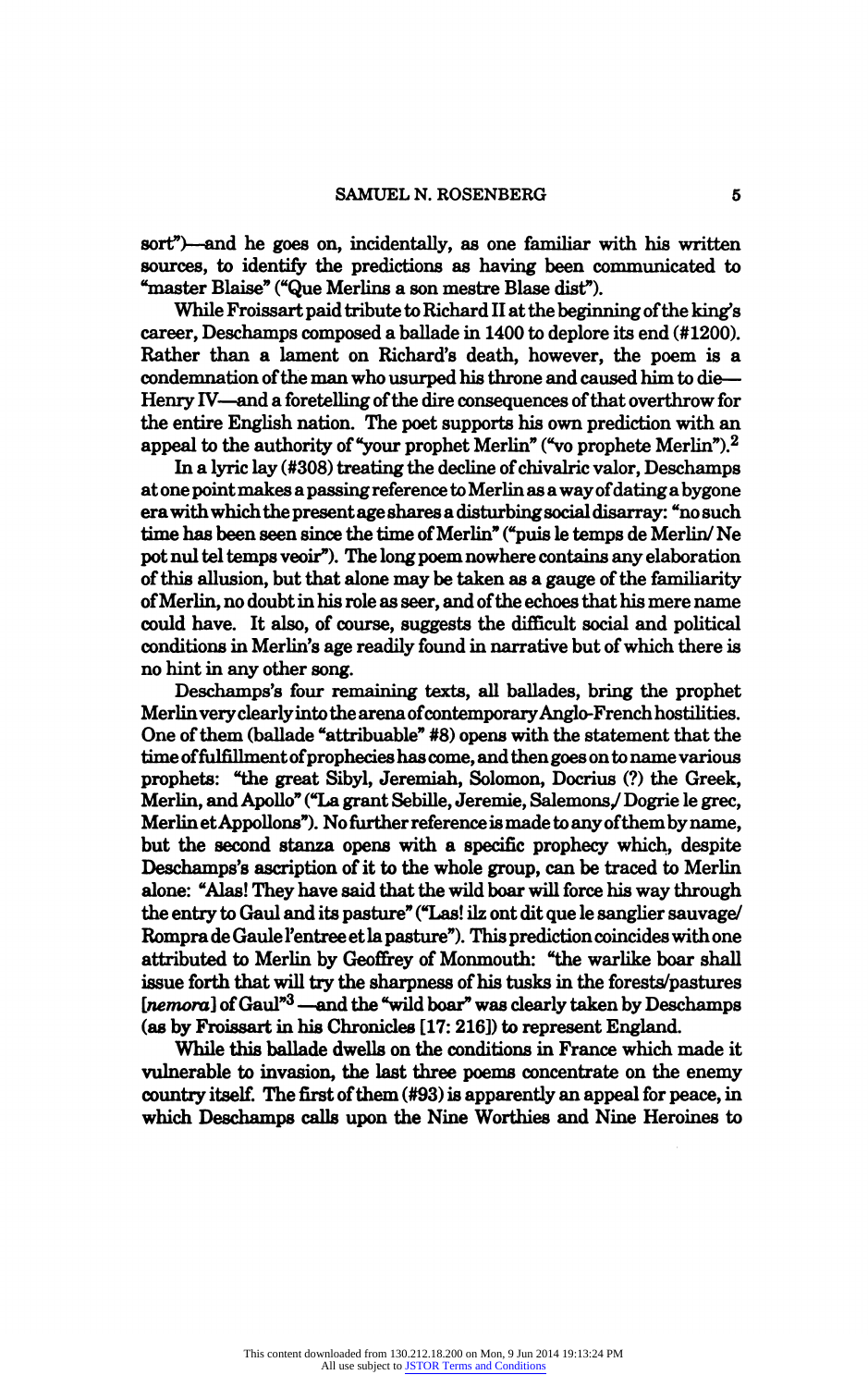sort")—and he goes on, incidentally, as one familiar with his written sources, to identify the predictions as having been communicated to "master Blaise" ("Que Merlins a son mestre Blase dist").

While Froissart paid tribute to Richard II at the beginning of the king's career, Deschamps composed a ballade in 1400 to deplore its end (#1200). Rather than a lament on Richard's death, however, the poem is a condemnation of the man who usurped his throne and caused him to die—Henry IV—and a foretelling of the dire consequences of that overthrow for the entire English nation. The poet supports his own prediction with an appeal to the authority of "your prophet Merlin" ("vo prophete Merlin").[2]

In a lyric lay (#308) treating the decline of chivalric valor, Deschamps at one point makes a passing reference to Merlin as a way of dating a bygone era with which the present age shares a disturbing social disarray: "no such time has been seen since the time of Merlin" ("puis le temps de Merlin/ Ne pot nul tel temps veoir"). The long poem nowhere contains any elaboration of this allusion, but that alone may be taken as a gauge of the familiarity of Merlin, no doubt in his role as seer, and of the echoes that his mere name could have. It also, of course, suggests the difficult social and political conditions in Merlin's age readily found in narrative but of which there is no hint in any other song.

Deschamps's four remaining texts, all ballades, bring the prophet Merlin very clearly into the arena of contemporary Anglo-French hostilities. One of them (ballade "attribuable" #8) opens with the statement that the time of fulfillment of prophecies has come, and then goes on to name various prophets: "the great Sibyl, Jeremiah, Solomon, Docrius (?) the Greek, Merlin, and Apollo" ("La grant Sebille, Jeremie, Salemons,/ Dogrie le grec, Merlin et Appollons"). No further reference is made to any of them by name, but the second stanza opens with a specific prophecy which, despite Deschamps's ascription of it to the whole group, can be traced to Merlin alone: "Alas! They have said that the wild boar will force his way through the entry to Gaul and its pasture" ("Las! ilz ont dit que le sanglier sauvage/ Rompra de Gaule l'entree et la pasture"). This prediction coincides with one attributed to Merlin by Geoffrey of Monmouth: "the warlike boar shall issue forth that will try the sharpness of his tusks in the forests/pastures [*nemora*] of Gaul"[3] —and the "wild boar" was clearly taken by Deschamps (as by Froissart in his Chronicles [17: 216]) to represent England.

While this ballade dwells on the conditions in France which made it vulnerable to invasion, the last three poems concentrate on the enemy country itself. The first of them (#93) is apparently an appeal for peace, in which Deschamps calls upon the Nine Worthies and Nine Heroines to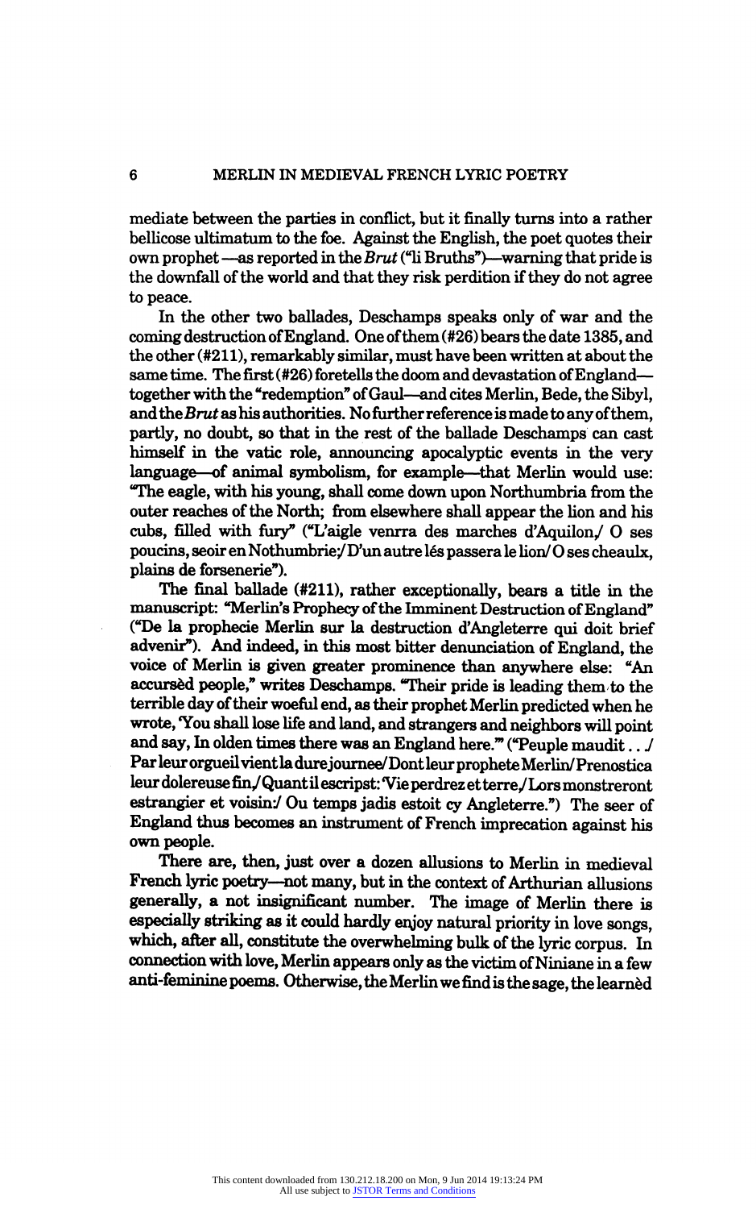mediate between the parties in conflict, but it finally turns into a rather bellicose ultimatum to the foe. Against the English, the poet quotes their own prophet—as reported in the *Brut* ("li Bruths")—warning that pride is the downfall of the world and that they risk perdition if they do not agree to peace.

In the other two ballades, Deschamps speaks only of war and the coming destruction of England. One of them (#26) bears the date 1385, and the other (#211), remarkably similar, must have been written at about the same time. The first (#26) foretells the doom and devastation of England—together with the "redemption" of Gaul—and cites Merlin, Bede, the Sibyl, and the *Brut* as his authorities. No further reference is made to any of them, partly, no doubt, so that in the rest of the ballade Deschamps can cast himself in the vatic role, announcing apocalyptic events in the very language—of animal symbolism, for example—that Merlin would use: "The eagle, with his young, shall come down upon Northumbria from the outer reaches of the North; from elsewhere shall appear the lion and his cubs, filled with fury" ("L'aigle venrra des marches d'Aquilon,/ O ses poucins, seoir en Nothumbrie;/ D'un autre lés passera le lion/ O ses cheaulx, plains de forsenerie").

The final ballade (#211), rather exceptionally, bears a title in the manuscript: "Merlin's Prophecy of the Imminent Destruction of England" ("De la prophecie Merlin sur la destruction d'Angleterre qui doit brief advenir"). And indeed, in this most bitter denunciation of England, the voice of Merlin is given greater prominence than anywhere else: "An accursèd people," writes Deschamps. "Their pride is leading them to the terrible day of their woeful end, as their prophet Merlin predicted when he wrote, 'You shall lose life and land, and strangers and neighbors will point and say, In olden times there was an England here.'" ("Peuple maudit . . ./ Par leur orgueil vient la dure journee/ Dont leur prophete Merlin/ Prenostica leur dolereuse fin,/ Quant il escripst: 'Vie perdrez et terre,/ Lors monstreront estrangier et voisin:/ Ou temps jadis estoit cy Angleterre.") The seer of England thus becomes an instrument of French imprecation against his own people.

There are, then, just over a dozen allusions to Merlin in medieval French lyric poetry—not many, but in the context of Arthurian allusions generally, a not insignificant number. The image of Merlin there is especially striking as it could hardly enjoy natural priority in love songs, which, after all, constitute the overwhelming bulk of the lyric corpus. In connection with love, Merlin appears only as the victim of Niniane in a few anti-feminine poems. Otherwise, the Merlin we find is the sage, the learnèd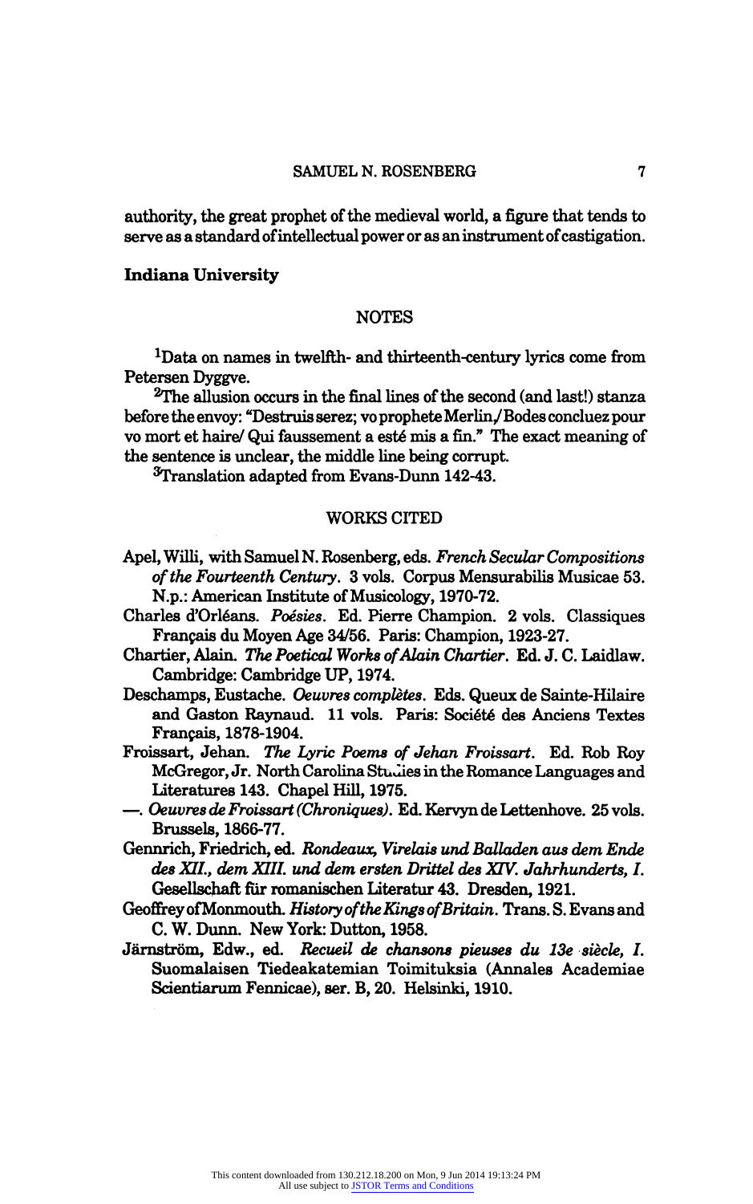authority, the great prophet of the medieval world, a figure that tends to serve as a standard of intellectual power or as an instrument of castigation.

**Indiana University**

## NOTES

[1]Data on names in twelfth- and thirteenth-century lyrics come from Petersen Dyggve.

[2]The allusion occurs in the final lines of the second (and last!) stanza before the envoy: "Destruis serez; vo prophete Merlin,/ Bodes concluez pour vo mort et haire/ Qui faussement a esté mis a fin." The exact meaning of the sentence is unclear, the middle line being corrupt.

[3]Translation adapted from Evans-Dunn 142-43.

## WORKS CITED

Apel, Willi, with Samuel N. Rosenberg, eds. *French Secular Compositions of the Fourteenth Century*. 3 vols. Corpus Mensurabilis Musicae 53. N.p.: American Institute of Musicology, 1970-72.

Charles d'Orléans. *Poésies*. Ed. Pierre Champion. 2 vols. Classiques Français du Moyen Age 34/56. Paris: Champion, 1923-27.

Chartier, Alain. *The Poetical Works of Alain Chartier*. Ed. J. C. Laidlaw. Cambridge: Cambridge UP, 1974.

Deschamps, Eustache. *Oeuvres complètes*. Eds. Queux de Sainte-Hilaire and Gaston Raynaud. 11 vols. Paris: Société des Anciens Textes Français, 1878-1904.

Froissart, Jehan. *The Lyric Poems of Jehan Froissart*. Ed. Rob Roy McGregor, Jr. North Carolina Studies in the Romance Languages and Literatures 143. Chapel Hill, 1975.

—. *Oeuvres de Froissart (Chroniques)*. Ed. Kervyn de Lettenhove. 25 vols. Brussels, 1866-77.

Gennrich, Friedrich, ed. *Rondeaux, Virelais und Balladen aus dem Ende des XII., dem XIII. und dem ersten Drittel des XIV. Jahrhunderts, I.* Gesellschaft für romanischen Literatur 43. Dresden, 1921.

Geoffrey of Monmouth. *History of the Kings of Britain*. Trans. S. Evans and C. W. Dunn. New York: Dutton, 1958.

Järnström, Edw., ed. *Recueil de chansons pieuses du 13e siècle, I.* Suomalaisen Tiedeakatemian Toimituksia (Annales Academiae Scientiarum Fennicae), ser. B, 20. Helsinki, 1910.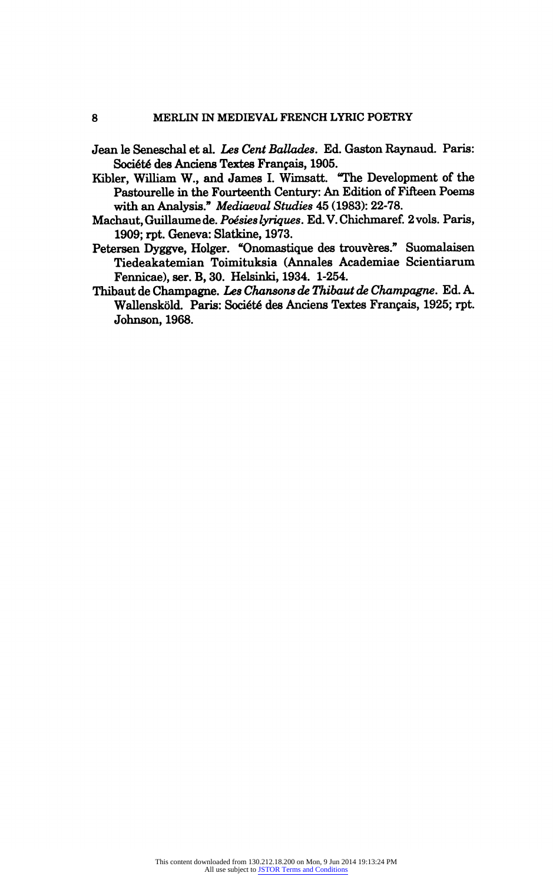Jean le Seneschal et al. *Les Cent Ballades*. Ed. Gaston Raynaud. Paris: Société des Anciens Textes Français, 1905.

Kibler, William W., and James I. Wimsatt. "The Development of the Pastourelle in the Fourteenth Century: An Edition of Fifteen Poems with an Analysis." *Mediaeval Studies* 45 (1983): 22-78.

Machaut, Guillaume de. *Poésies lyriques*. Ed. V. Chichmaref. 2 vols. Paris, 1909; rpt. Geneva: Slatkine, 1973.

Petersen Dyggve, Holger. "Onomastique des trouvères." Suomalaisen Tiedeakatemian Toimituksia (Annales Academiae Scientiarum Fennicae), ser. B, 30. Helsinki, 1934. 1-254.

Thibaut de Champagne. *Les Chansons de Thibaut de Champagne*. Ed. A. Wallensköld. Paris: Société des Anciens Textes Français, 1925; rpt. Johnson, 1968.